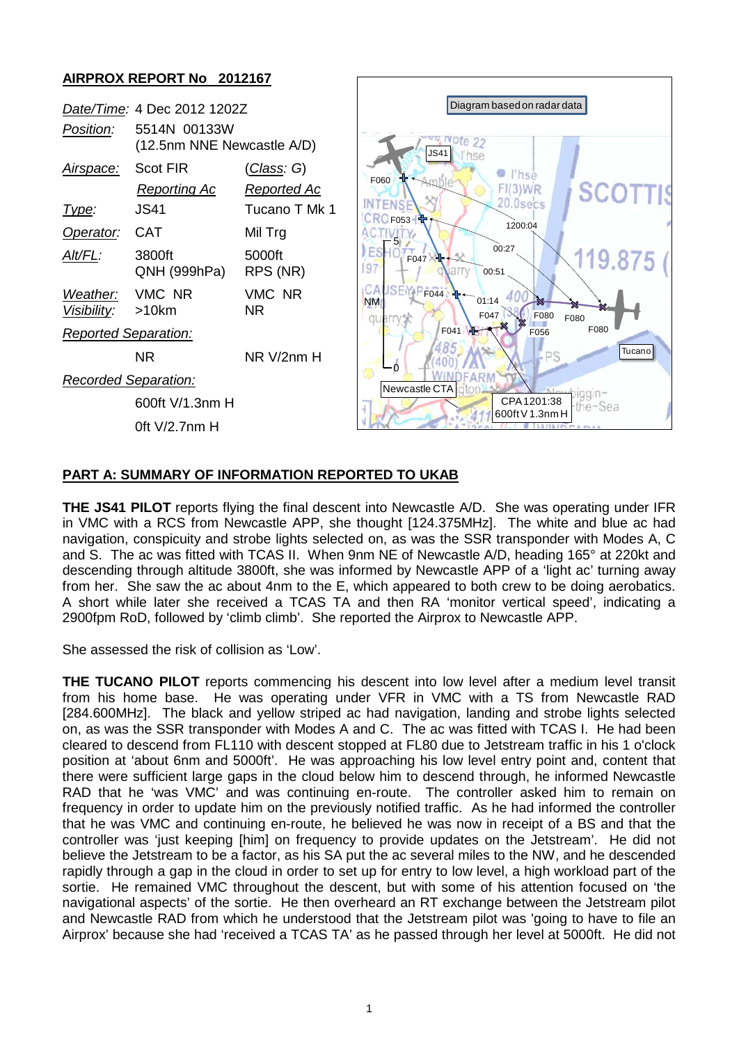## AIRPROX REPORT No 2012167

| | | |
|---|---|---|
| *Date/Time:* | 4 Dec 2012 1202Z | |
| *Position:* | 5514N 00133W (12.5nm NNE Newcastle A/D) | |
| *Airspace:* | Scot FIR | (*Class: G*) |
| | *Reporting Ac* | *Reported Ac* |
| *Type:* | JS41 | Tucano T Mk 1 |
| *Operator:* | CAT | Mil Trg |
| *Alt/FL:* | 3800ft QNH (999hPa) | 5000ft RPS (NR) |
| *Weather:* | VMC NR | VMC NR |
| *Visibility:* | >10km | NR |
| *Reported Separation:* | | |
| | NR | NR V/2nm H |
| *Recorded Separation:* | | |
| | 600ft V/1.3nm H | |
| | 0ft V/2.7nm H | |

Diagram based on radar data

CPA 1201:38 600ft V 1.3nm H

## PART A: SUMMARY OF INFORMATION REPORTED TO UKAB

**THE JS41 PILOT** reports flying the final descent into Newcastle A/D. She was operating under IFR in VMC with a RCS from Newcastle APP, she thought [124.375MHz]. The white and blue ac had navigation, conspicuity and strobe lights selected on, as was the SSR transponder with Modes A, C and S. The ac was fitted with TCAS II. When 9nm NE of Newcastle A/D, heading 165° at 220kt and descending through altitude 3800ft, she was informed by Newcastle APP of a 'light ac' turning away from her. She saw the ac about 4nm to the E, which appeared to both crew to be doing aerobatics. A short while later she received a TCAS TA and then RA 'monitor vertical speed', indicating a 2900fpm RoD, followed by 'climb climb'. She reported the Airprox to Newcastle APP.

She assessed the risk of collision as 'Low'.

**THE TUCANO PILOT** reports commencing his descent into low level after a medium level transit from his home base. He was operating under VFR in VMC with a TS from Newcastle RAD [284.600MHz]. The black and yellow striped ac had navigation, landing and strobe lights selected on, as was the SSR transponder with Modes A and C. The ac was fitted with TCAS I. He had been cleared to descend from FL110 with descent stopped at FL80 due to Jetstream traffic in his 1 o'clock position at 'about 6nm and 5000ft'. He was approaching his low level entry point and, content that there were sufficient large gaps in the cloud below him to descend through, he informed Newcastle RAD that he 'was VMC' and was continuing en-route. The controller asked him to remain on frequency in order to update him on the previously notified traffic. As he had informed the controller that he was VMC and continuing en-route, he believed he was now in receipt of a BS and that the controller was 'just keeping [him] on frequency to provide updates on the Jetstream'. He did not believe the Jetstream to be a factor, as his SA put the ac several miles to the NW, and he descended rapidly through a gap in the cloud in order to set up for entry to low level, a high workload part of the sortie. He remained VMC throughout the descent, but with some of his attention focused on 'the navigational aspects' of the sortie. He then overheard an RT exchange between the Jetstream pilot and Newcastle RAD from which he understood that the Jetstream pilot was 'going to have to file an Airprox' because she had 'received a TCAS TA' as he passed through her level at 5000ft. He did not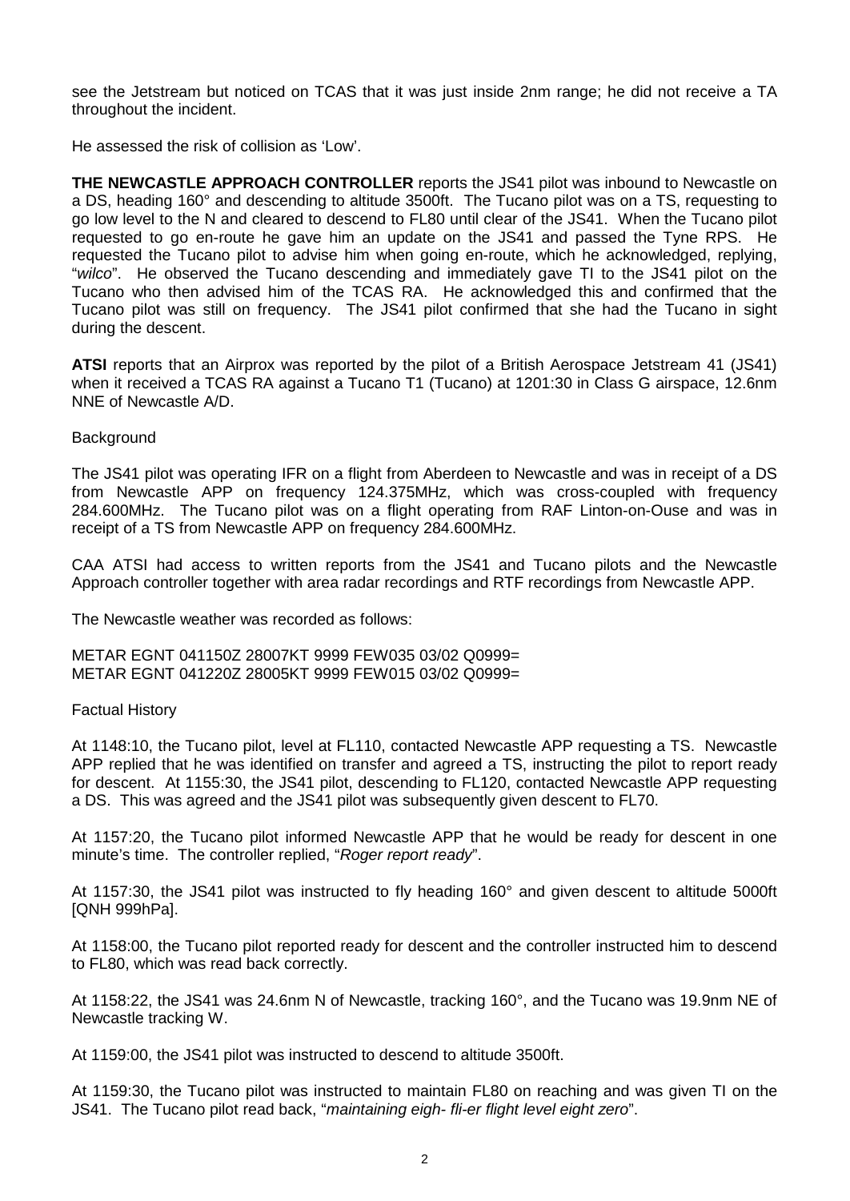see the Jetstream but noticed on TCAS that it was just inside 2nm range; he did not receive a TA throughout the incident.

He assessed the risk of collision as 'Low'.

**THE NEWCASTLE APPROACH CONTROLLER** reports the JS41 pilot was inbound to Newcastle on a DS, heading 160° and descending to altitude 3500ft. The Tucano pilot was on a TS, requesting to go low level to the N and cleared to descend to FL80 until clear of the JS41. When the Tucano pilot requested to go en-route he gave him an update on the JS41 and passed the Tyne RPS. He requested the Tucano pilot to advise him when going en-route, which he acknowledged, replying, "*wilco*". He observed the Tucano descending and immediately gave TI to the JS41 pilot on the Tucano who then advised him of the TCAS RA. He acknowledged this and confirmed that the Tucano pilot was still on frequency. The JS41 pilot confirmed that she had the Tucano in sight during the descent.

**ATSI** reports that an Airprox was reported by the pilot of a British Aerospace Jetstream 41 (JS41) when it received a TCAS RA against a Tucano T1 (Tucano) at 1201:30 in Class G airspace, 12.6nm NNE of Newcastle A/D.

Background

The JS41 pilot was operating IFR on a flight from Aberdeen to Newcastle and was in receipt of a DS from Newcastle APP on frequency 124.375MHz, which was cross-coupled with frequency 284.600MHz. The Tucano pilot was on a flight operating from RAF Linton-on-Ouse and was in receipt of a TS from Newcastle APP on frequency 284.600MHz.

CAA ATSI had access to written reports from the JS41 and Tucano pilots and the Newcastle Approach controller together with area radar recordings and RTF recordings from Newcastle APP.

The Newcastle weather was recorded as follows:

METAR EGNT 041150Z 28007KT 9999 FEW035 03/02 Q0999=
METAR EGNT 041220Z 28005KT 9999 FEW015 03/02 Q0999=

Factual History

At 1148:10, the Tucano pilot, level at FL110, contacted Newcastle APP requesting a TS. Newcastle APP replied that he was identified on transfer and agreed a TS, instructing the pilot to report ready for descent. At 1155:30, the JS41 pilot, descending to FL120, contacted Newcastle APP requesting a DS. This was agreed and the JS41 pilot was subsequently given descent to FL70.

At 1157:20, the Tucano pilot informed Newcastle APP that he would be ready for descent in one minute's time. The controller replied, "*Roger report ready*".

At 1157:30, the JS41 pilot was instructed to fly heading 160° and given descent to altitude 5000ft [QNH 999hPa].

At 1158:00, the Tucano pilot reported ready for descent and the controller instructed him to descend to FL80, which was read back correctly.

At 1158:22, the JS41 was 24.6nm N of Newcastle, tracking 160°, and the Tucano was 19.9nm NE of Newcastle tracking W.

At 1159:00, the JS41 pilot was instructed to descend to altitude 3500ft.

At 1159:30, the Tucano pilot was instructed to maintain FL80 on reaching and was given TI on the JS41. The Tucano pilot read back, "*maintaining eigh- fli-er flight level eight zero*".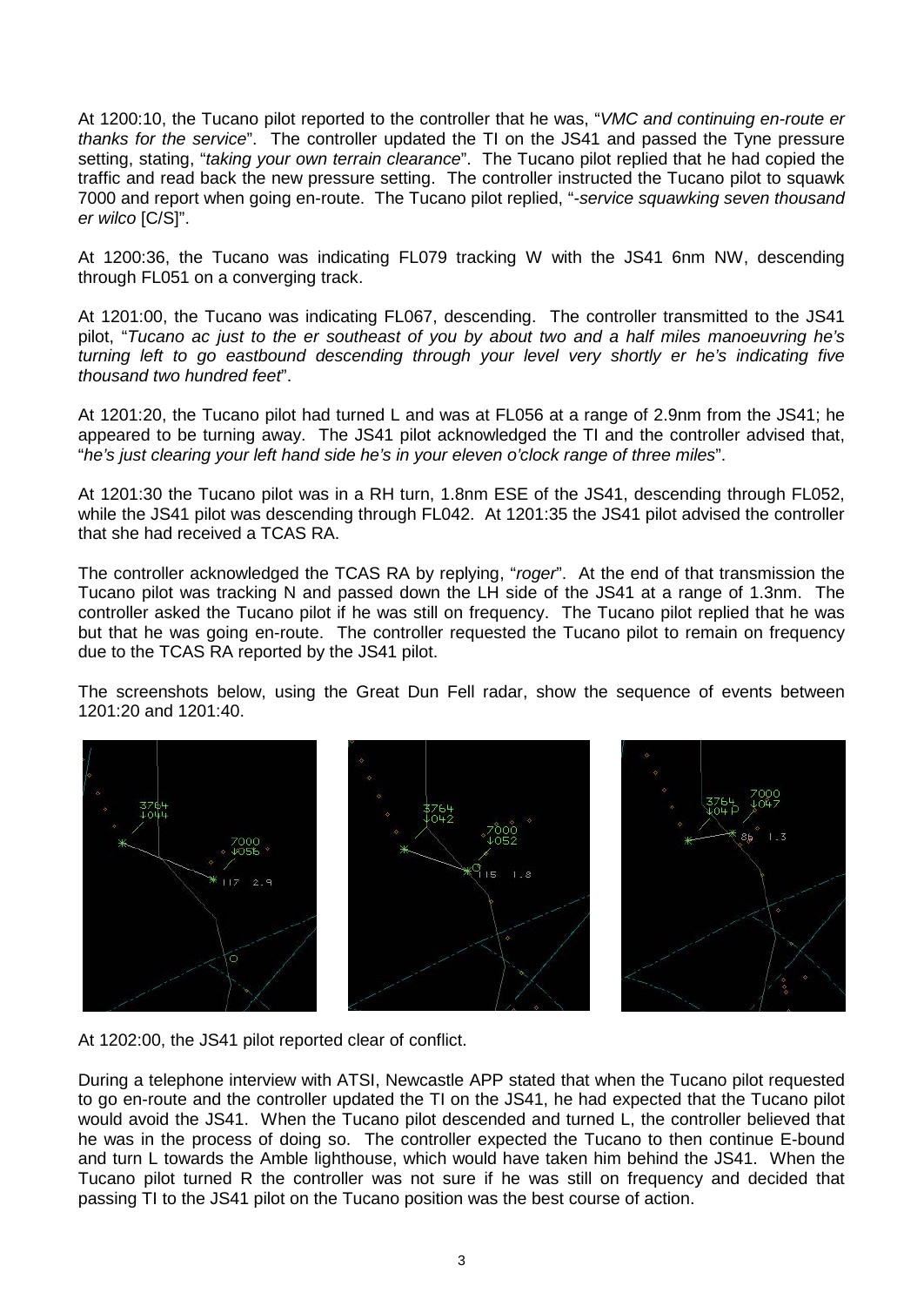At 1200:10, the Tucano pilot reported to the controller that he was, "*VMC and continuing en-route er thanks for the service*". The controller updated the TI on the JS41 and passed the Tyne pressure setting, stating, "*taking your own terrain clearance*". The Tucano pilot replied that he had copied the traffic and read back the new pressure setting. The controller instructed the Tucano pilot to squawk 7000 and report when going en-route. The Tucano pilot replied, "*-service squawking seven thousand er wilco* [C/S]".

At 1200:36, the Tucano was indicating FL079 tracking W with the JS41 6nm NW, descending through FL051 on a converging track.

At 1201:00, the Tucano was indicating FL067, descending. The controller transmitted to the JS41 pilot, "*Tucano ac just to the er southeast of you by about two and a half miles manoeuvring he's turning left to go eastbound descending through your level very shortly er he's indicating five thousand two hundred feet*".

At 1201:20, the Tucano pilot had turned L and was at FL056 at a range of 2.9nm from the JS41; he appeared to be turning away. The JS41 pilot acknowledged the TI and the controller advised that, "*he's just clearing your left hand side he's in your eleven o'clock range of three miles*".

At 1201:30 the Tucano pilot was in a RH turn, 1.8nm ESE of the JS41, descending through FL052, while the JS41 pilot was descending through FL042. At 1201:35 the JS41 pilot advised the controller that she had received a TCAS RA.

The controller acknowledged the TCAS RA by replying, "*roger*". At the end of that transmission the Tucano pilot was tracking N and passed down the LH side of the JS41 at a range of 1.3nm. The controller asked the Tucano pilot if he was still on frequency. The Tucano pilot replied that he was but that he was going en-route. The controller requested the Tucano pilot to remain on frequency due to the TCAS RA reported by the JS41 pilot.

The screenshots below, using the Great Dun Fell radar, show the sequence of events between 1201:20 and 1201:40.

At 1202:00, the JS41 pilot reported clear of conflict.

During a telephone interview with ATSI, Newcastle APP stated that when the Tucano pilot requested to go en-route and the controller updated the TI on the JS41, he had expected that the Tucano pilot would avoid the JS41. When the Tucano pilot descended and turned L, the controller believed that he was in the process of doing so. The controller expected the Tucano to then continue E-bound and turn L towards the Amble lighthouse, which would have taken him behind the JS41. When the Tucano pilot turned R the controller was not sure if he was still on frequency and decided that passing TI to the JS41 pilot on the Tucano position was the best course of action.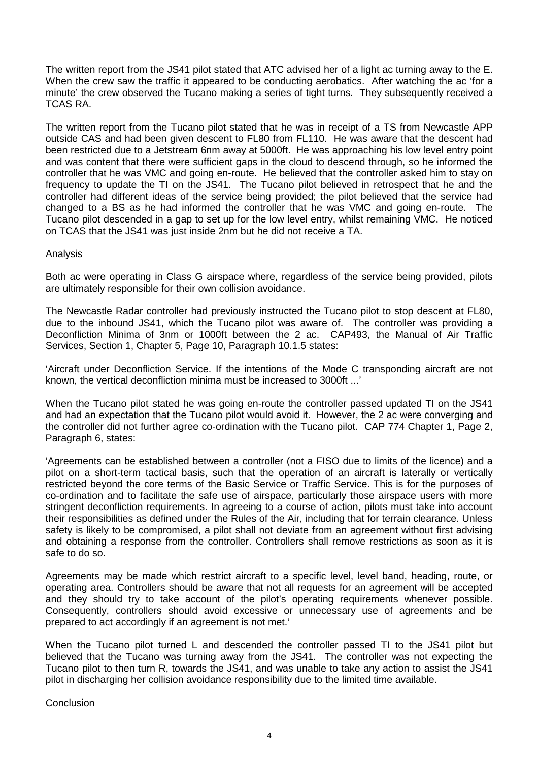The written report from the JS41 pilot stated that ATC advised her of a light ac turning away to the E. When the crew saw the traffic it appeared to be conducting aerobatics. After watching the ac 'for a minute' the crew observed the Tucano making a series of tight turns. They subsequently received a TCAS RA.

The written report from the Tucano pilot stated that he was in receipt of a TS from Newcastle APP outside CAS and had been given descent to FL80 from FL110. He was aware that the descent had been restricted due to a Jetstream 6nm away at 5000ft. He was approaching his low level entry point and was content that there were sufficient gaps in the cloud to descend through, so he informed the controller that he was VMC and going en-route. He believed that the controller asked him to stay on frequency to update the TI on the JS41. The Tucano pilot believed in retrospect that he and the controller had different ideas of the service being provided; the pilot believed that the service had changed to a BS as he had informed the controller that he was VMC and going en-route. The Tucano pilot descended in a gap to set up for the low level entry, whilst remaining VMC. He noticed on TCAS that the JS41 was just inside 2nm but he did not receive a TA.

Analysis

Both ac were operating in Class G airspace where, regardless of the service being provided, pilots are ultimately responsible for their own collision avoidance.

The Newcastle Radar controller had previously instructed the Tucano pilot to stop descent at FL80, due to the inbound JS41, which the Tucano pilot was aware of. The controller was providing a Deconfliction Minima of 3nm or 1000ft between the 2 ac. CAP493, the Manual of Air Traffic Services, Section 1, Chapter 5, Page 10, Paragraph 10.1.5 states:

'Aircraft under Deconfliction Service. If the intentions of the Mode C transponding aircraft are not known, the vertical deconfliction minima must be increased to 3000ft ...'

When the Tucano pilot stated he was going en-route the controller passed updated TI on the JS41 and had an expectation that the Tucano pilot would avoid it. However, the 2 ac were converging and the controller did not further agree co-ordination with the Tucano pilot. CAP 774 Chapter 1, Page 2, Paragraph 6, states:

'Agreements can be established between a controller (not a FISO due to limits of the licence) and a pilot on a short-term tactical basis, such that the operation of an aircraft is laterally or vertically restricted beyond the core terms of the Basic Service or Traffic Service. This is for the purposes of co-ordination and to facilitate the safe use of airspace, particularly those airspace users with more stringent deconfliction requirements. In agreeing to a course of action, pilots must take into account their responsibilities as defined under the Rules of the Air, including that for terrain clearance. Unless safety is likely to be compromised, a pilot shall not deviate from an agreement without first advising and obtaining a response from the controller. Controllers shall remove restrictions as soon as it is safe to do so.

Agreements may be made which restrict aircraft to a specific level, level band, heading, route, or operating area. Controllers should be aware that not all requests for an agreement will be accepted and they should try to take account of the pilot's operating requirements whenever possible. Consequently, controllers should avoid excessive or unnecessary use of agreements and be prepared to act accordingly if an agreement is not met.'

When the Tucano pilot turned L and descended the controller passed TI to the JS41 pilot but believed that the Tucano was turning away from the JS41. The controller was not expecting the Tucano pilot to then turn R, towards the JS41, and was unable to take any action to assist the JS41 pilot in discharging her collision avoidance responsibility due to the limited time available.

Conclusion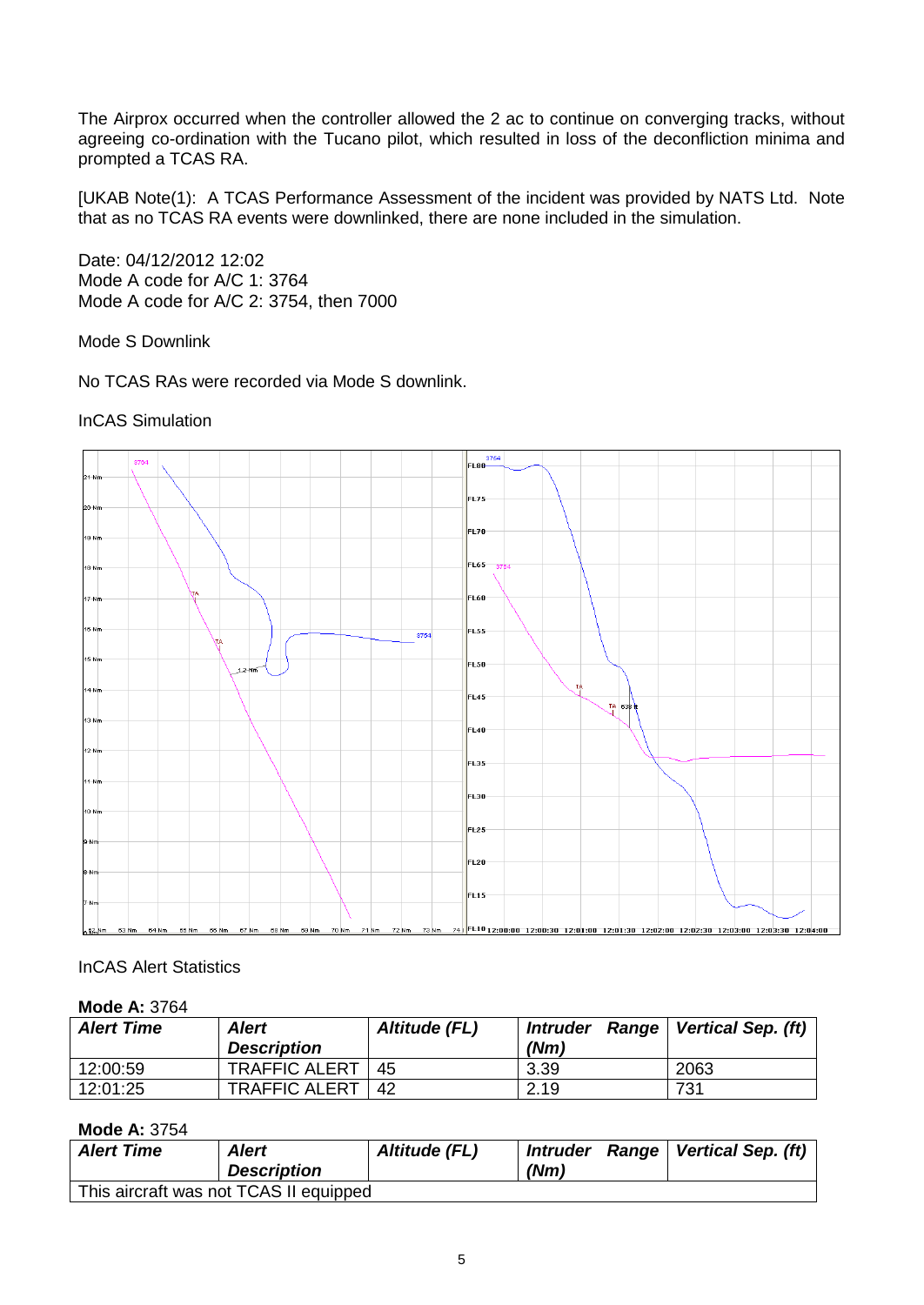The Airprox occurred when the controller allowed the 2 ac to continue on converging tracks, without agreeing co-ordination with the Tucano pilot, which resulted in loss of the deconfliction minima and prompted a TCAS RA.

[UKAB Note(1): A TCAS Performance Assessment of the incident was provided by NATS Ltd. Note that as no TCAS RA events were downlinked, there are none included in the simulation.

Date: 04/12/2012 12:02
Mode A code for A/C 1: 3764
Mode A code for A/C 2: 3754, then 7000

Mode S Downlink

No TCAS RAs were recorded via Mode S downlink.

InCAS Simulation

InCAS Alert Statistics

**Mode A:** 3764

| *Alert Time* | *Alert Description* | *Altitude (FL)* | *Intruder Range (Nm)* | *Vertical Sep. (ft)* |
|---|---|---|---|---|
| 12:00:59 | TRAFFIC ALERT | 45 | 3.39 | 2063 |
| 12:01:25 | TRAFFIC ALERT | 42 | 2.19 | 731 |

**Mode A:** 3754

| *Alert Time* | *Alert Description* | *Altitude (FL)* | *Intruder Range (Nm)* | *Vertical Sep. (ft)* |
|---|---|---|---|---|
| This aircraft was not TCAS II equipped | | | | |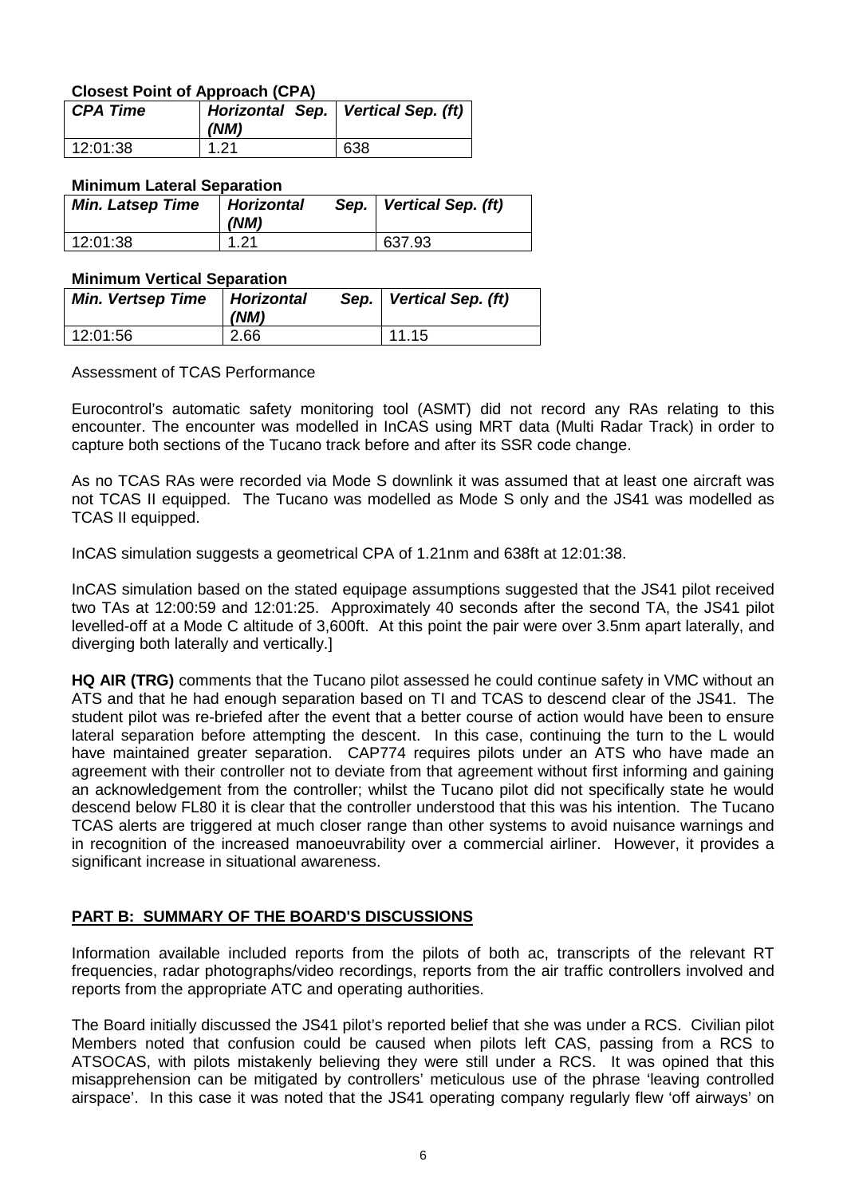**Closest Point of Approach (CPA)**

| *CPA Time* | *Horizontal Sep. (NM)* | *Vertical Sep. (ft)* |
|---|---|---|
| 12:01:38 | 1.21 | 638 |

**Minimum Lateral Separation**

| *Min. Latsep Time* | *Horizontal Sep. (NM)* | *Vertical Sep. (ft)* |
|---|---|---|
| 12:01:38 | 1.21 | 637.93 |

**Minimum Vertical Separation**

| *Min. Vertsep Time* | *Horizontal Sep. (NM)* | *Vertical Sep. (ft)* |
|---|---|---|
| 12:01:56 | 2.66 | 11.15 |

Assessment of TCAS Performance

Eurocontrol's automatic safety monitoring tool (ASMT) did not record any RAs relating to this encounter. The encounter was modelled in InCAS using MRT data (Multi Radar Track) in order to capture both sections of the Tucano track before and after its SSR code change.

As no TCAS RAs were recorded via Mode S downlink it was assumed that at least one aircraft was not TCAS II equipped. The Tucano was modelled as Mode S only and the JS41 was modelled as TCAS II equipped.

InCAS simulation suggests a geometrical CPA of 1.21nm and 638ft at 12:01:38.

InCAS simulation based on the stated equipage assumptions suggested that the JS41 pilot received two TAs at 12:00:59 and 12:01:25. Approximately 40 seconds after the second TA, the JS41 pilot levelled-off at a Mode C altitude of 3,600ft. At this point the pair were over 3.5nm apart laterally, and diverging both laterally and vertically.]

**HQ AIR (TRG)** comments that the Tucano pilot assessed he could continue safety in VMC without an ATS and that he had enough separation based on TI and TCAS to descend clear of the JS41. The student pilot was re-briefed after the event that a better course of action would have been to ensure lateral separation before attempting the descent. In this case, continuing the turn to the L would have maintained greater separation. CAP774 requires pilots under an ATS who have made an agreement with their controller not to deviate from that agreement without first informing and gaining an acknowledgement from the controller; whilst the Tucano pilot did not specifically state he would descend below FL80 it is clear that the controller understood that this was his intention. The Tucano TCAS alerts are triggered at much closer range than other systems to avoid nuisance warnings and in recognition of the increased manoeuvrability over a commercial airliner. However, it provides a significant increase in situational awareness.

## PART B: SUMMARY OF THE BOARD'S DISCUSSIONS

Information available included reports from the pilots of both ac, transcripts of the relevant RT frequencies, radar photographs/video recordings, reports from the air traffic controllers involved and reports from the appropriate ATC and operating authorities.

The Board initially discussed the JS41 pilot's reported belief that she was under a RCS. Civilian pilot Members noted that confusion could be caused when pilots left CAS, passing from a RCS to ATSOCAS, with pilots mistakenly believing they were still under a RCS. It was opined that this misapprehension can be mitigated by controllers' meticulous use of the phrase 'leaving controlled airspace'. In this case it was noted that the JS41 operating company regularly flew 'off airways' on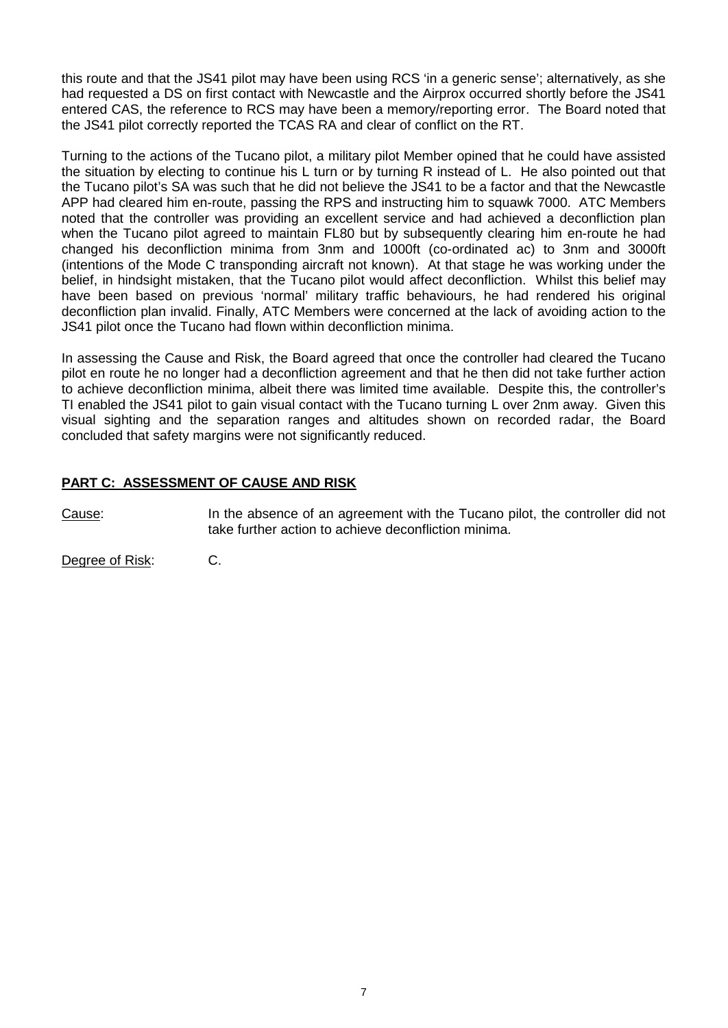this route and that the JS41 pilot may have been using RCS 'in a generic sense'; alternatively, as she had requested a DS on first contact with Newcastle and the Airprox occurred shortly before the JS41 entered CAS, the reference to RCS may have been a memory/reporting error. The Board noted that the JS41 pilot correctly reported the TCAS RA and clear of conflict on the RT.

Turning to the actions of the Tucano pilot, a military pilot Member opined that he could have assisted the situation by electing to continue his L turn or by turning R instead of L. He also pointed out that the Tucano pilot's SA was such that he did not believe the JS41 to be a factor and that the Newcastle APP had cleared him en-route, passing the RPS and instructing him to squawk 7000. ATC Members noted that the controller was providing an excellent service and had achieved a deconfliction plan when the Tucano pilot agreed to maintain FL80 but by subsequently clearing him en-route he had changed his deconfliction minima from 3nm and 1000ft (co-ordinated ac) to 3nm and 3000ft (intentions of the Mode C transponding aircraft not known). At that stage he was working under the belief, in hindsight mistaken, that the Tucano pilot would affect deconfliction. Whilst this belief may have been based on previous 'normal' military traffic behaviours, he had rendered his original deconfliction plan invalid. Finally, ATC Members were concerned at the lack of avoiding action to the JS41 pilot once the Tucano had flown within deconfliction minima.

In assessing the Cause and Risk, the Board agreed that once the controller had cleared the Tucano pilot en route he no longer had a deconfliction agreement and that he then did not take further action to achieve deconfliction minima, albeit there was limited time available. Despite this, the controller's TI enabled the JS41 pilot to gain visual contact with the Tucano turning L over 2nm away. Given this visual sighting and the separation ranges and altitudes shown on recorded radar, the Board concluded that safety margins were not significantly reduced.

## PART C: ASSESSMENT OF CAUSE AND RISK

Cause: In the absence of an agreement with the Tucano pilot, the controller did not take further action to achieve deconfliction minima.

Degree of Risk: C.